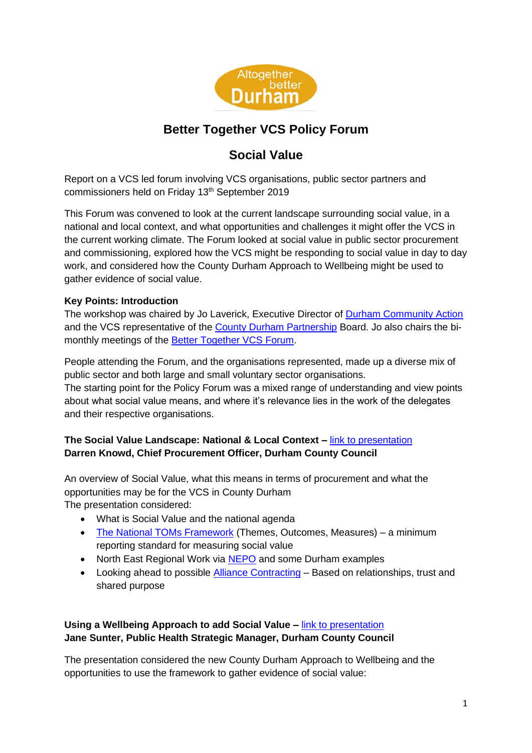# Better Together VCS Policy Forum

## Social Value

Report on a VCS led forum involving VCS organisations, public sector partners and commissioners held on Friday 13th September 2019

This Forum was convened to look at the current landscape surrounding social value, in a national and local context, and what opportunities and challenges it might offer the VCS in the current working climate. The Forum looked at social value in public sector procurement and commissioning, explored how the VCS might be responding to social value in day to day work, and considered how the County Durham Approach to Wellbeing might be used to gather evidence of social value.

**Key Points: Introduction**

The workshop was chaired by Jo Laverick, Executive Director of Durham Community Action and the VCS representative of the County Durham Partnership Board. Jo also chairs the bi-monthly meetings of the Better Together VCS Forum.

People attending the Forum, and the organisations represented, made up a diverse mix of public sector and both large and small voluntary sector organisations.
The starting point for the Policy Forum was a mixed range of understanding and view points about what social value means, and where it's relevance lies in the work of the delegates and their respective organisations.

**The Social Value Landscape: National & Local Context –** link to presentation
**Darren Knowd, Chief Procurement Officer, Durham County Council**

An overview of Social Value, what this means in terms of procurement and what the opportunities may be for the VCS in County Durham
The presentation considered:

- What is Social Value and the national agenda
- The National TOMs Framework (Themes, Outcomes, Measures) – a minimum reporting standard for measuring social value
- North East Regional Work via NEPO and some Durham examples
- Looking ahead to possible Alliance Contracting – Based on relationships, trust and shared purpose

**Using a Wellbeing Approach to add Social Value –** link to presentation
**Jane Sunter, Public Health Strategic Manager, Durham County Council**

The presentation considered the new County Durham Approach to Wellbeing and the opportunities to use the framework to gather evidence of social value: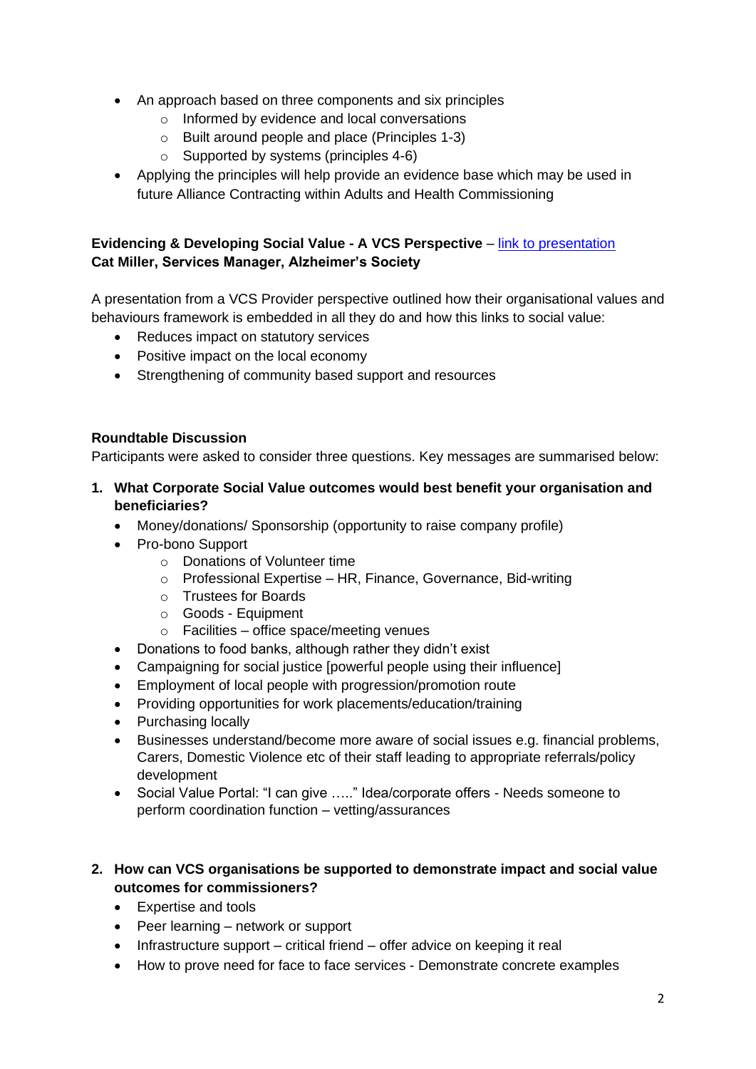- An approach based on three components and six principles
  - Informed by evidence and local conversations
  - Built around people and place (Principles 1-3)
  - Supported by systems (principles 4-6)
- Applying the principles will help provide an evidence base which may be used in future Alliance Contracting within Adults and Health Commissioning

**Evidencing & Developing Social Value - A VCS Perspective** – link to presentation
**Cat Miller, Services Manager, Alzheimer's Society**

A presentation from a VCS Provider perspective outlined how their organisational values and behaviours framework is embedded in all they do and how this links to social value:

- Reduces impact on statutory services
- Positive impact on the local economy
- Strengthening of community based support and resources

**Roundtable Discussion**

Participants were asked to consider three questions. Key messages are summarised below:

1. **What Corporate Social Value outcomes would best benefit your organisation and beneficiaries?**
   - Money/donations/ Sponsorship (opportunity to raise company profile)
   - Pro-bono Support
     - Donations of Volunteer time
     - Professional Expertise – HR, Finance, Governance, Bid-writing
     - Trustees for Boards
     - Goods - Equipment
     - Facilities – office space/meeting venues
   - Donations to food banks, although rather they didn't exist
   - Campaigning for social justice [powerful people using their influence]
   - Employment of local people with progression/promotion route
   - Providing opportunities for work placements/education/training
   - Purchasing locally
   - Businesses understand/become more aware of social issues e.g. financial problems, Carers, Domestic Violence etc of their staff leading to appropriate referrals/policy development
   - Social Value Portal: "I can give ….." Idea/corporate offers - Needs someone to perform coordination function – vetting/assurances

2. **How can VCS organisations be supported to demonstrate impact and social value outcomes for commissioners?**
   - Expertise and tools
   - Peer learning – network or support
   - Infrastructure support – critical friend – offer advice on keeping it real
   - How to prove need for face to face services - Demonstrate concrete examples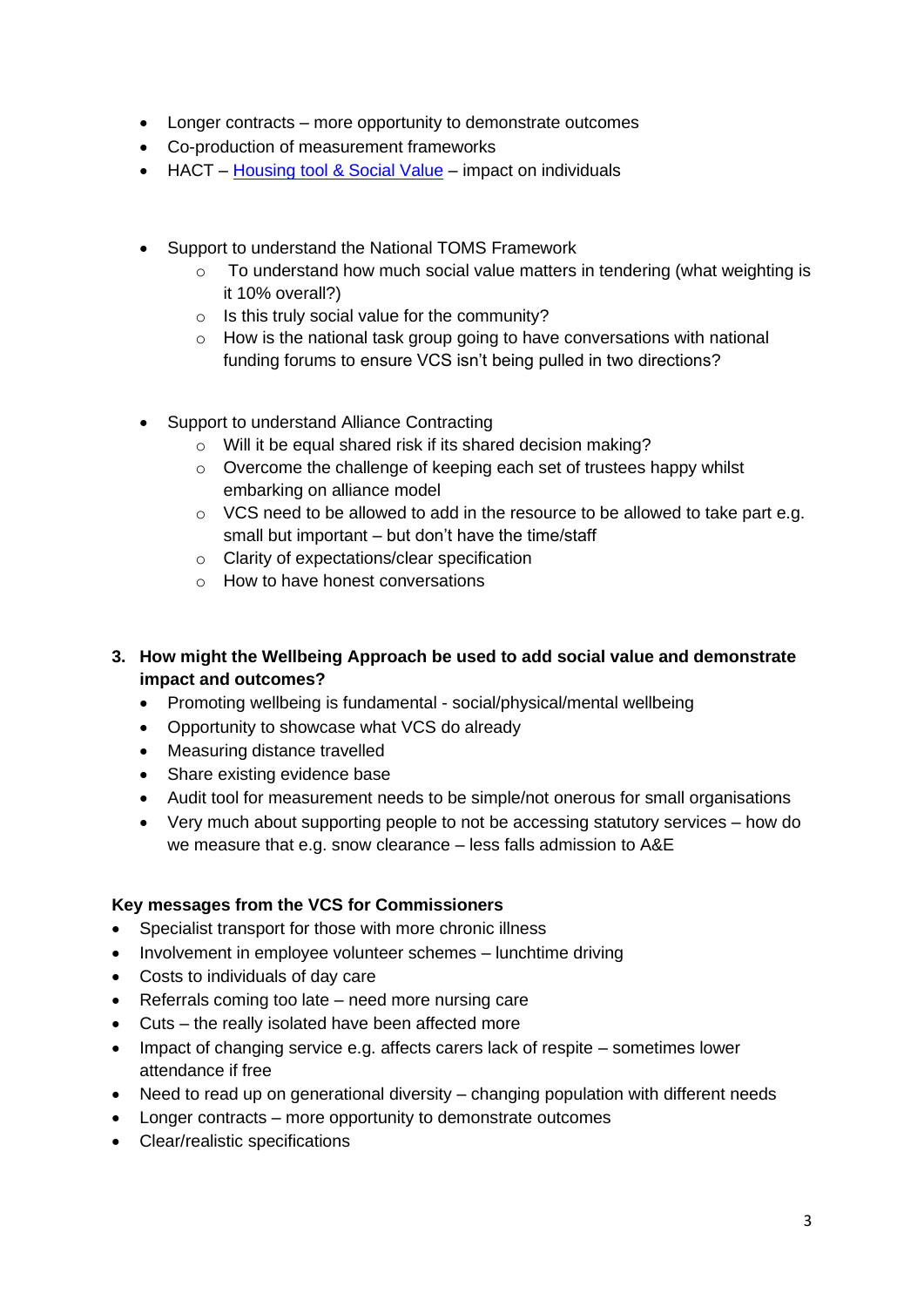- Longer contracts – more opportunity to demonstrate outcomes
- Co-production of measurement frameworks
- HACT – [Housing tool & Social Value]() – impact on individuals

- Support to understand the National TOMS Framework
  - To understand how much social value matters in tendering (what weighting is it 10% overall?)
  - Is this truly social value for the community?
  - How is the national task group going to have conversations with national funding forums to ensure VCS isn't being pulled in two directions?

- Support to understand Alliance Contracting
  - Will it be equal shared risk if its shared decision making?
  - Overcome the challenge of keeping each set of trustees happy whilst embarking on alliance model
  - VCS need to be allowed to add in the resource to be allowed to take part e.g. small but important – but don't have the time/staff
  - Clarity of expectations/clear specification
  - How to have honest conversations

3. **How might the Wellbeing Approach be used to add social value and demonstrate impact and outcomes?**
   - Promoting wellbeing is fundamental - social/physical/mental wellbeing
   - Opportunity to showcase what VCS do already
   - Measuring distance travelled
   - Share existing evidence base
   - Audit tool for measurement needs to be simple/not onerous for small organisations
   - Very much about supporting people to not be accessing statutory services – how do we measure that e.g. snow clearance – less falls admission to A&E

**Key messages from the VCS for Commissioners**

- Specialist transport for those with more chronic illness
- Involvement in employee volunteer schemes – lunchtime driving
- Costs to individuals of day care
- Referrals coming too late – need more nursing care
- Cuts – the really isolated have been affected more
- Impact of changing service e.g. affects carers lack of respite – sometimes lower attendance if free
- Need to read up on generational diversity – changing population with different needs
- Longer contracts – more opportunity to demonstrate outcomes
- Clear/realistic specifications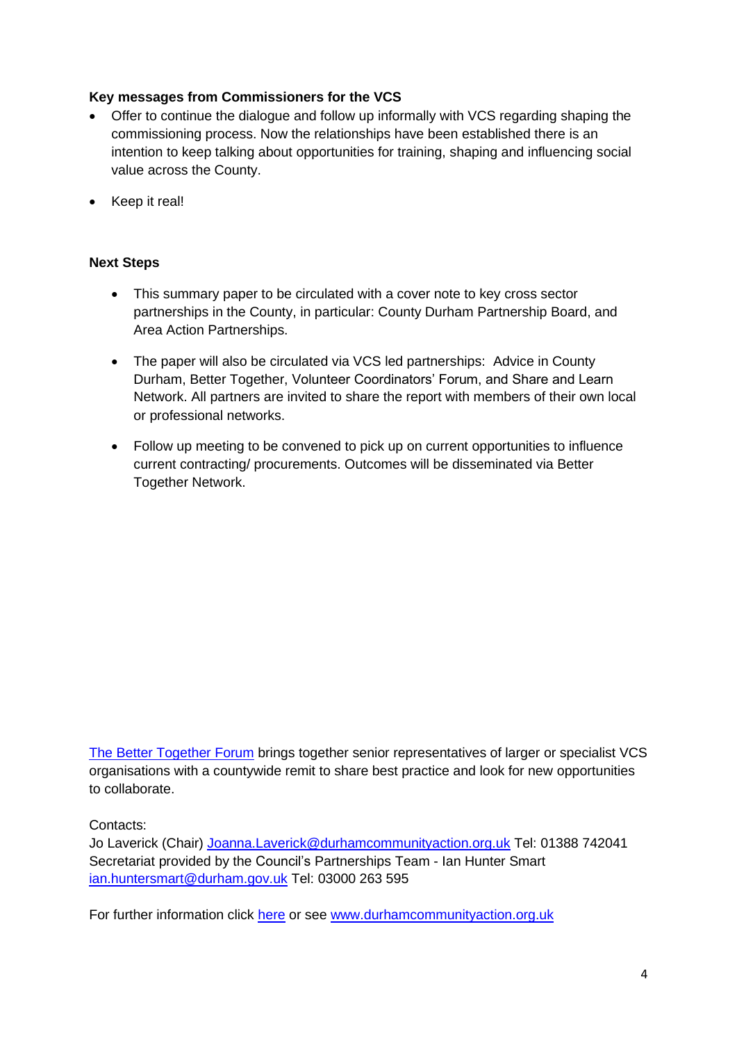**Key messages from Commissioners for the VCS**

- Offer to continue the dialogue and follow up informally with VCS regarding shaping the commissioning process. Now the relationships have been established there is an intention to keep talking about opportunities for training, shaping and influencing social value across the County.
- Keep it real!

**Next Steps**

- This summary paper to be circulated with a cover note to key cross sector partnerships in the County, in particular: County Durham Partnership Board, and Area Action Partnerships.
- The paper will also be circulated via VCS led partnerships: Advice in County Durham, Better Together, Volunteer Coordinators' Forum, and Share and Learn Network. All partners are invited to share the report with members of their own local or professional networks.
- Follow up meeting to be convened to pick up on current opportunities to influence current contracting/ procurements. Outcomes will be disseminated via Better Together Network.

The Better Together Forum brings together senior representatives of larger or specialist VCS organisations with a countywide remit to share best practice and look for new opportunities to collaborate.

Contacts:
Jo Laverick (Chair) Joanna.Laverick@durhamcommunityaction.org.uk Tel: 01388 742041
Secretariat provided by the Council's Partnerships Team - Ian Hunter Smart ian.huntersmart@durham.gov.uk Tel: 03000 263 595

For further information click here or see www.durhamcommunityaction.org.uk